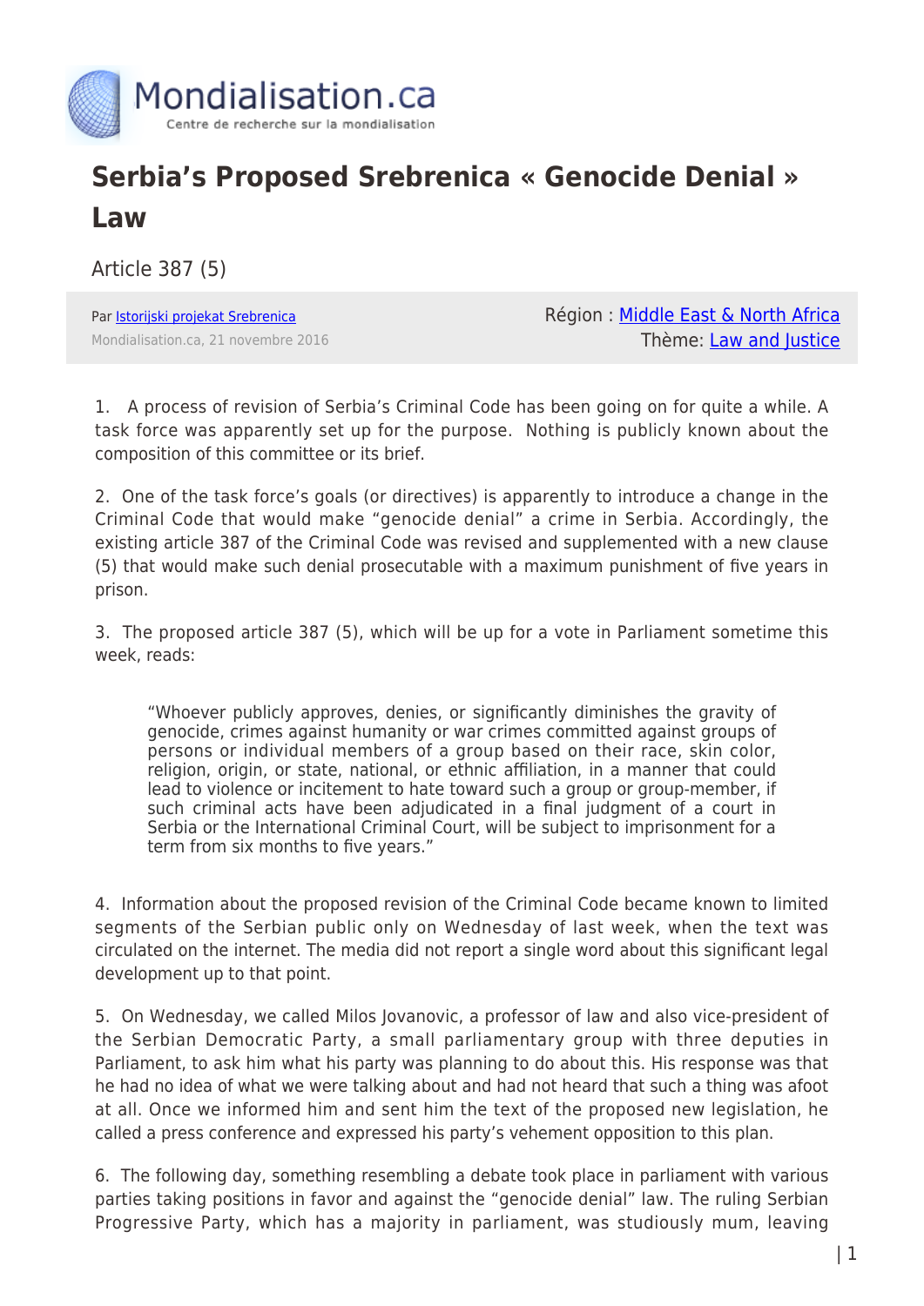# Serbia's Proposed Srebrenica « Genocide Denial » Law

Article 387 (5)

Par Istorijski projekat Srebrenica
Mondialisation.ca, 21 novembre 2016

Région : Middle East & North Africa
Thème: Law and Justice

1. A process of revision of Serbia's Criminal Code has been going on for quite a while. A task force was apparently set up for the purpose. Nothing is publicly known about the composition of this committee or its brief.

2. One of the task force's goals (or directives) is apparently to introduce a change in the Criminal Code that would make "genocide denial" a crime in Serbia. Accordingly, the existing article 387 of the Criminal Code was revised and supplemented with a new clause (5) that would make such denial prosecutable with a maximum punishment of five years in prison.

3. The proposed article 387 (5), which will be up for a vote in Parliament sometime this week, reads:

> "Whoever publicly approves, denies, or significantly diminishes the gravity of genocide, crimes against humanity or war crimes committed against groups of persons or individual members of a group based on their race, skin color, religion, origin, or state, national, or ethnic affiliation, in a manner that could lead to violence or incitement to hate toward such a group or group-member, if such criminal acts have been adjudicated in a final judgment of a court in Serbia or the International Criminal Court, will be subject to imprisonment for a term from six months to five years."

4. Information about the proposed revision of the Criminal Code became known to limited segments of the Serbian public only on Wednesday of last week, when the text was circulated on the internet. The media did not report a single word about this significant legal development up to that point.

5. On Wednesday, we called Milos Jovanovic, a professor of law and also vice-president of the Serbian Democratic Party, a small parliamentary group with three deputies in Parliament, to ask him what his party was planning to do about this. His response was that he had no idea of what we were talking about and had not heard that such a thing was afoot at all. Once we informed him and sent him the text of the proposed new legislation, he called a press conference and expressed his party's vehement opposition to this plan.

6. The following day, something resembling a debate took place in parliament with various parties taking positions in favor and against the "genocide denial" law. The ruling Serbian Progressive Party, which has a majority in parliament, was studiously mum, leaving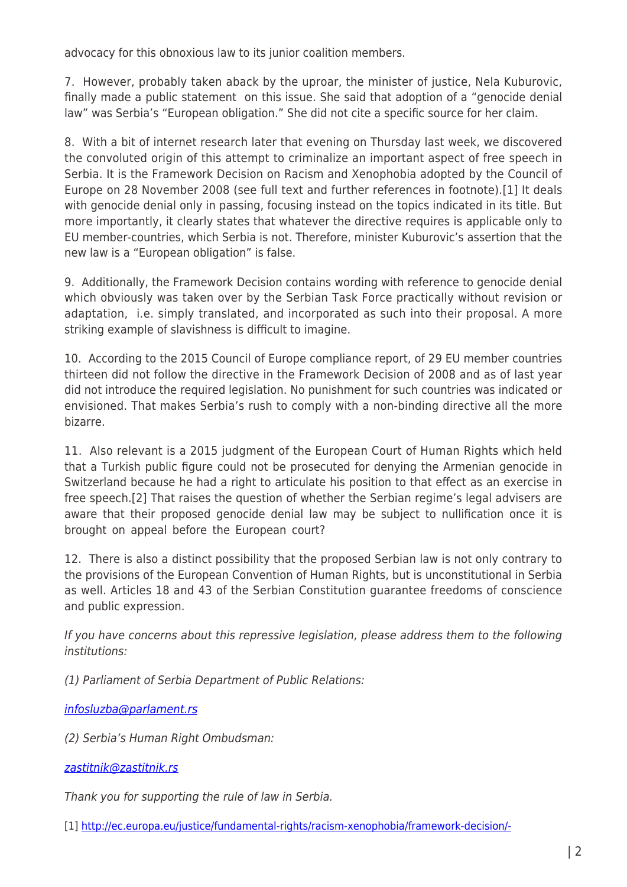advocacy for this obnoxious law to its junior coalition members.

7. However, probably taken aback by the uproar, the minister of justice, Nela Kuburovic, finally made a public statement on this issue. She said that adoption of a "genocide denial law" was Serbia's "European obligation." She did not cite a specific source for her claim.

8. With a bit of internet research later that evening on Thursday last week, we discovered the convoluted origin of this attempt to criminalize an important aspect of free speech in Serbia. It is the Framework Decision on Racism and Xenophobia adopted by the Council of Europe on 28 November 2008 (see full text and further references in footnote).[1] It deals with genocide denial only in passing, focusing instead on the topics indicated in its title. But more importantly, it clearly states that whatever the directive requires is applicable only to EU member-countries, which Serbia is not. Therefore, minister Kuburovic's assertion that the new law is a "European obligation" is false.

9. Additionally, the Framework Decision contains wording with reference to genocide denial which obviously was taken over by the Serbian Task Force practically without revision or adaptation, i.e. simply translated, and incorporated as such into their proposal. A more striking example of slavishness is difficult to imagine.

10. According to the 2015 Council of Europe compliance report, of 29 EU member countries thirteen did not follow the directive in the Framework Decision of 2008 and as of last year did not introduce the required legislation. No punishment for such countries was indicated or envisioned. That makes Serbia's rush to comply with a non-binding directive all the more bizarre.

11. Also relevant is a 2015 judgment of the European Court of Human Rights which held that a Turkish public figure could not be prosecuted for denying the Armenian genocide in Switzerland because he had a right to articulate his position to that effect as an exercise in free speech.[2] That raises the question of whether the Serbian regime's legal advisers are aware that their proposed genocide denial law may be subject to nullification once it is brought on appeal before the European court?

12. There is also a distinct possibility that the proposed Serbian law is not only contrary to the provisions of the European Convention of Human Rights, but is unconstitutional in Serbia as well. Articles 18 and 43 of the Serbian Constitution guarantee freedoms of conscience and public expression.

*If you have concerns about this repressive legislation, please address them to the following institutions:*

*(1) Parliament of Serbia Department of Public Relations:*

*infosluzba@parlament.rs*

*(2) Serbia's Human Right Ombudsman:*

*zastitnik@zastitnik.rs*

*Thank you for supporting the rule of law in Serbia.*

[1] http://ec.europa.eu/justice/fundamental-rights/racism-xenophobia/framework-decision/-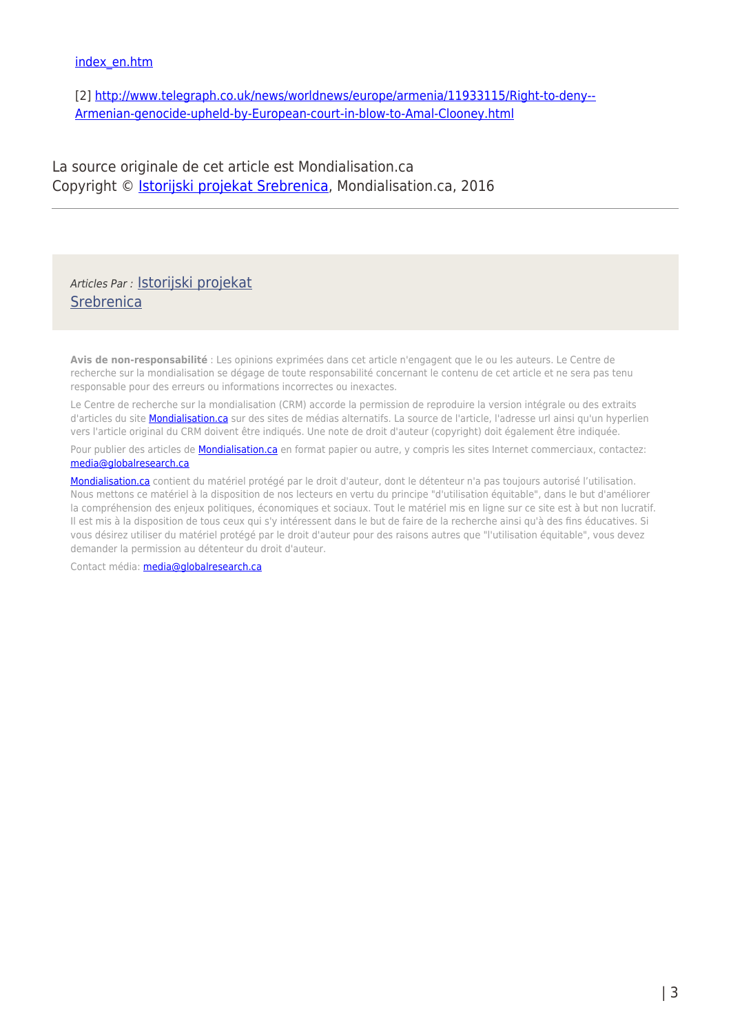index_en.htm

[2] http://www.telegraph.co.uk/news/worldnews/europe/armenia/11933115/Right-to-deny--Armenian-genocide-upheld-by-European-court-in-blow-to-Amal-Clooney.html

La source originale de cet article est Mondialisation.ca
Copyright © Istorijski projekat Srebrenica, Mondialisation.ca, 2016

---

*Articles Par :* Istorijski projekat Srebrenica

**Avis de non-responsabilité** : Les opinions exprimées dans cet article n'engagent que le ou les auteurs. Le Centre de recherche sur la mondialisation se dégage de toute responsabilité concernant le contenu de cet article et ne sera pas tenu responsable pour des erreurs ou informations incorrectes ou inexactes.

Le Centre de recherche sur la mondialisation (CRM) accorde la permission de reproduire la version intégrale ou des extraits d'articles du site Mondialisation.ca sur des sites de médias alternatifs. La source de l'article, l'adresse url ainsi qu'un hyperlien vers l'article original du CRM doivent être indiqués. Une note de droit d'auteur (copyright) doit également être indiquée.

Pour publier des articles de Mondialisation.ca en format papier ou autre, y compris les sites Internet commerciaux, contactez: media@globalresearch.ca

Mondialisation.ca contient du matériel protégé par le droit d'auteur, dont le détenteur n'a pas toujours autorisé l'utilisation. Nous mettons ce matériel à la disposition de nos lecteurs en vertu du principe "d'utilisation équitable", dans le but d'améliorer la compréhension des enjeux politiques, économiques et sociaux. Tout le matériel mis en ligne sur ce site est à but non lucratif. Il est mis à la disposition de tous ceux qui s'y intéressent dans le but de faire de la recherche ainsi qu'à des fins éducatives. Si vous désirez utiliser du matériel protégé par le droit d'auteur pour des raisons autres que "l'utilisation équitable", vous devez demander la permission au détenteur du droit d'auteur.

Contact média: media@globalresearch.ca